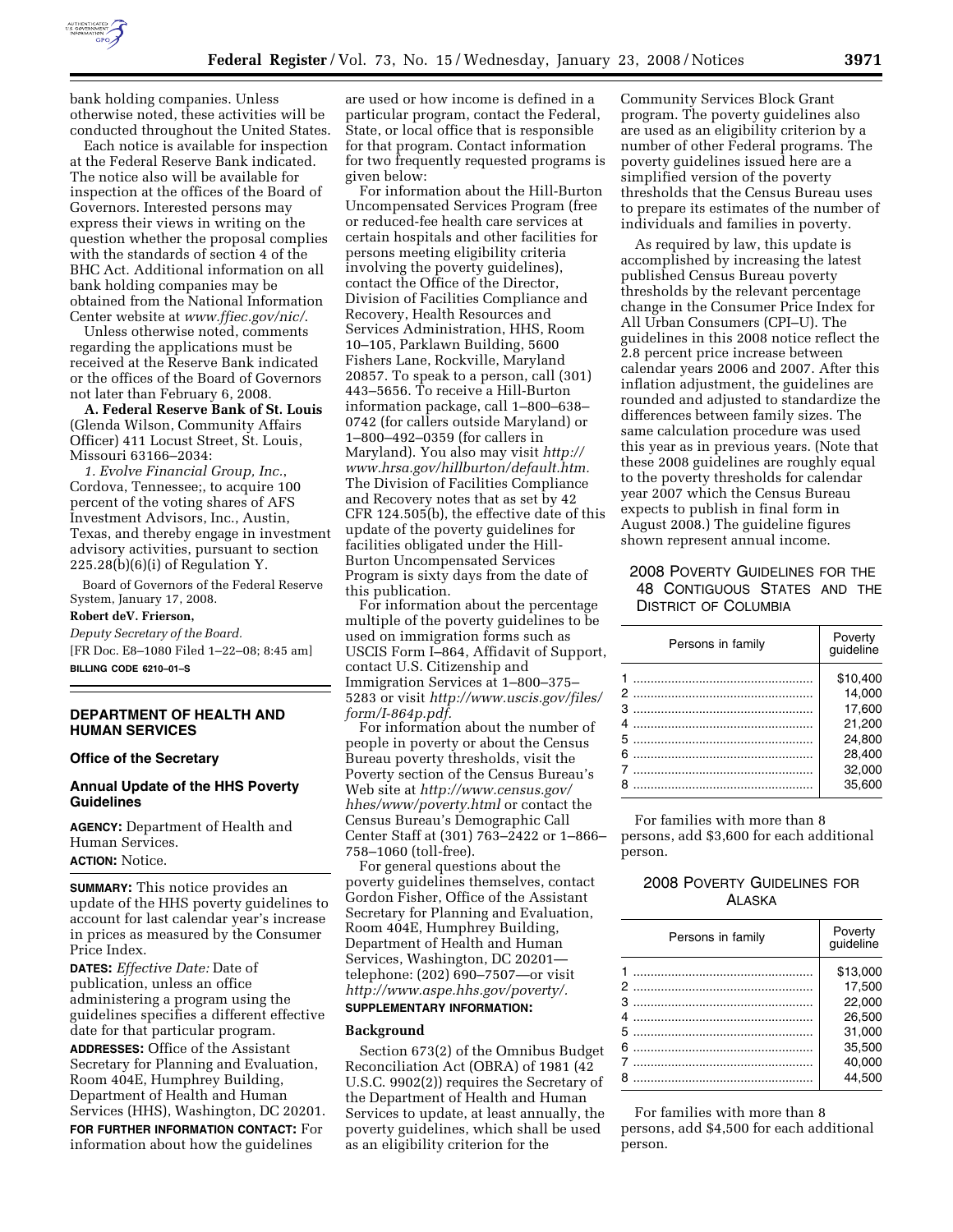bank holding companies. Unless otherwise noted, these activities will be conducted throughout the United States.

Each notice is available for inspection at the Federal Reserve Bank indicated. The notice also will be available for inspection at the offices of the Board of Governors. Interested persons may express their views in writing on the question whether the proposal complies with the standards of section 4 of the BHC Act. Additional information on all bank holding companies may be obtained from the National Information Center website at *www.ffiec.gov/nic/*.

Unless otherwise noted, comments regarding the applications must be received at the Reserve Bank indicated or the offices of the Board of Governors not later than February 6, 2008.

**A. Federal Reserve Bank of St. Louis** (Glenda Wilson, Community Affairs Officer) 411 Locust Street, St. Louis, Missouri 63166–2034:

*1. Evolve Financial Group, Inc.*, Cordova, Tennessee;, to acquire 100 percent of the voting shares of AFS Investment Advisors, Inc., Austin, Texas, and thereby engage in investment advisory activities, pursuant to section 225.28(b)(6)(i) of Regulation Y.

Board of Governors of the Federal Reserve System, January 17, 2008.

**Robert deV. Frierson,**

*Deputy Secretary of the Board.*

[FR Doc. E8–1080 Filed 1–22–08; 8:45 am]

**BILLING CODE 6210–01–S**

## DEPARTMENT OF HEALTH AND HUMAN SERVICES

### Office of the Secretary

### Annual Update of the HHS Poverty Guidelines

**AGENCY:** Department of Health and Human Services.

**ACTION:** Notice.

**SUMMARY:** This notice provides an update of the HHS poverty guidelines to account for last calendar year's increase in prices as measured by the Consumer Price Index.

**DATES:** *Effective Date:* Date of publication, unless an office administering a program using the guidelines specifies a different effective date for that particular program.

**ADDRESSES:** Office of the Assistant Secretary for Planning and Evaluation, Room 404E, Humphrey Building, Department of Health and Human Services (HHS), Washington, DC 20201.

**FOR FURTHER INFORMATION CONTACT:** For information about how the guidelines are used or how income is defined in a particular program, contact the Federal, State, or local office that is responsible for that program. Contact information for two frequently requested programs is given below:

For information about the Hill-Burton Uncompensated Services Program (free or reduced-fee health care services at certain hospitals and other facilities for persons meeting eligibility criteria involving the poverty guidelines), contact the Office of the Director, Division of Facilities Compliance and Recovery, Health Resources and Services Administration, HHS, Room 10–105, Parklawn Building, 5600 Fishers Lane, Rockville, Maryland 20857. To speak to a person, call (301) 443–5656. To receive a Hill-Burton information package, call 1–800–638–0742 (for callers outside Maryland) or 1–800–492–0359 (for callers in Maryland). You also may visit *http://www.hrsa.gov/hillburton/default.htm.* The Division of Facilities Compliance and Recovery notes that as set by 42 CFR 124.505(b), the effective date of this update of the poverty guidelines for facilities obligated under the Hill-Burton Uncompensated Services Program is sixty days from the date of this publication.

For information about the percentage multiple of the poverty guidelines to be used on immigration forms such as USCIS Form I–864, Affidavit of Support, contact U.S. Citizenship and Immigration Services at 1–800–375–5283 or visit *http://www.uscis.gov/files/form/I-864p.pdf.*

For information about the number of people in poverty or about the Census Bureau poverty thresholds, visit the Poverty section of the Census Bureau's Web site at *http://www.census.gov/hhes/www/poverty.html* or contact the Census Bureau's Demographic Call Center Staff at (301) 763–2422 or 1–866–758–1060 (toll-free).

For general questions about the poverty guidelines themselves, contact Gordon Fisher, Office of the Assistant Secretary for Planning and Evaluation, Room 404E, Humphrey Building, Department of Health and Human Services, Washington, DC 20201—telephone: (202) 690–7507—or visit *http://www.aspe.hhs.gov/poverty/.*

**SUPPLEMENTARY INFORMATION:**

### Background

Section 673(2) of the Omnibus Budget Reconciliation Act (OBRA) of 1981 (42 U.S.C. 9902(2)) requires the Secretary of the Department of Health and Human Services to update, at least annually, the poverty guidelines, which shall be used as an eligibility criterion for the Community Services Block Grant program. The poverty guidelines also are used as an eligibility criterion by a number of other Federal programs. The poverty guidelines issued here are a simplified version of the poverty thresholds that the Census Bureau uses to prepare its estimates of the number of individuals and families in poverty.

As required by law, this update is accomplished by increasing the latest published Census Bureau poverty thresholds by the relevant percentage change in the Consumer Price Index for All Urban Consumers (CPI–U). The guidelines in this 2008 notice reflect the 2.8 percent price increase between calendar years 2006 and 2007. After this inflation adjustment, the guidelines are rounded and adjusted to standardize the differences between family sizes. The same calculation procedure was used this year as in previous years. (Note that these 2008 guidelines are roughly equal to the poverty thresholds for calendar year 2007 which the Census Bureau expects to publish in final form in August 2008.) The guideline figures shown represent annual income.

2008 POVERTY GUIDELINES FOR THE 48 CONTIGUOUS STATES AND THE DISTRICT OF COLUMBIA

| Persons in family | Poverty guideline |
|---|---|
| 1 | $10,400 |
| 2 | 14,000 |
| 3 | 17,600 |
| 4 | 21,200 |
| 5 | 24,800 |
| 6 | 28,400 |
| 7 | 32,000 |
| 8 | 35,600 |

For families with more than 8 persons, add $3,600 for each additional person.

2008 POVERTY GUIDELINES FOR ALASKA

| Persons in family | Poverty guideline |
|---|---|
| 1 | $13,000 |
| 2 | 17,500 |
| 3 | 22,000 |
| 4 | 26,500 |
| 5 | 31,000 |
| 6 | 35,500 |
| 7 | 40,000 |
| 8 | 44,500 |

For families with more than 8 persons, add $4,500 for each additional person.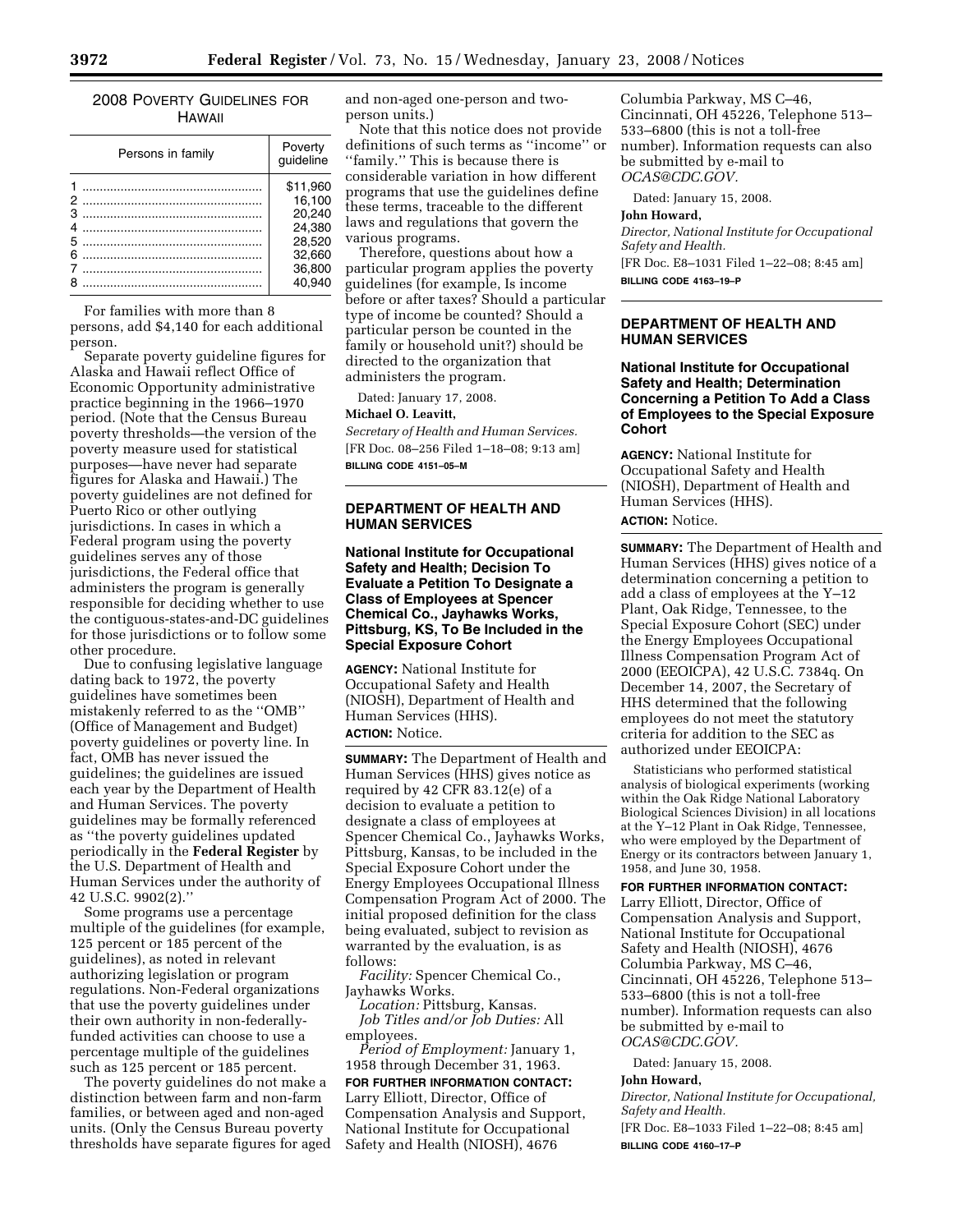2008 POVERTY GUIDELINES FOR HAWAII

| Persons in family | Poverty guideline |
| --- | --- |
| 1 | $11,960 |
| 2 | 16,100 |
| 3 | 20,240 |
| 4 | 24,380 |
| 5 | 28,520 |
| 6 | 32,660 |
| 7 | 36,800 |
| 8 | 40,940 |

For families with more than 8 persons, add $4,140 for each additional person.

Separate poverty guideline figures for Alaska and Hawaii reflect Office of Economic Opportunity administrative practice beginning in the 1966–1970 period. (Note that the Census Bureau poverty thresholds—the version of the poverty measure used for statistical purposes—have never had separate figures for Alaska and Hawaii.) The poverty guidelines are not defined for Puerto Rico or other outlying jurisdictions. In cases in which a Federal program using the poverty guidelines serves any of those jurisdictions, the Federal office that administers the program is generally responsible for deciding whether to use the contiguous-states-and-DC guidelines for those jurisdictions or to follow some other procedure.

Due to confusing legislative language dating back to 1972, the poverty guidelines have sometimes been mistakenly referred to as the ''OMB'' (Office of Management and Budget) poverty guidelines or poverty line. In fact, OMB has never issued the guidelines; the guidelines are issued each year by the Department of Health and Human Services. The poverty guidelines may be formally referenced as ''the poverty guidelines updated periodically in the **Federal Register** by the U.S. Department of Health and Human Services under the authority of 42 U.S.C. 9902(2).''

Some programs use a percentage multiple of the guidelines (for example, 125 percent or 185 percent of the guidelines), as noted in relevant authorizing legislation or program regulations. Non-Federal organizations that use the poverty guidelines under their own authority in non-federally-funded activities can choose to use a percentage multiple of the guidelines such as 125 percent or 185 percent.

The poverty guidelines do not make a distinction between farm and non-farm families, or between aged and non-aged units. (Only the Census Bureau poverty thresholds have separate figures for aged and non-aged one-person and two-person units.)

Note that this notice does not provide definitions of such terms as ''income'' or ''family.'' This is because there is considerable variation in how different programs that use the guidelines define these terms, traceable to the different laws and regulations that govern the various programs.

Therefore, questions about how a particular program applies the poverty guidelines (for example, Is income before or after taxes? Should a particular type of income be counted? Should a particular person be counted in the family or household unit?) should be directed to the organization that administers the program.

Dated: January 17, 2008.

**Michael O. Leavitt,**

*Secretary of Health and Human Services.*

[FR Doc. 08–256 Filed 1–18–08; 9:13 am]

**BILLING CODE 4151–05–M**

## DEPARTMENT OF HEALTH AND HUMAN SERVICES

### National Institute for Occupational Safety and Health; Decision To Evaluate a Petition To Designate a Class of Employees at Spencer Chemical Co., Jayhawks Works, Pittsburg, KS, To Be Included in the Special Exposure Cohort

**AGENCY:** National Institute for Occupational Safety and Health (NIOSH), Department of Health and Human Services (HHS).

**ACTION:** Notice.

**SUMMARY:** The Department of Health and Human Services (HHS) gives notice as required by 42 CFR 83.12(e) of a decision to evaluate a petition to designate a class of employees at Spencer Chemical Co., Jayhawks Works, Pittsburg, Kansas, to be included in the Special Exposure Cohort under the Energy Employees Occupational Illness Compensation Program Act of 2000. The initial proposed definition for the class being evaluated, subject to revision as warranted by the evaluation, is as follows:

*Facility:* Spencer Chemical Co., Jayhawks Works.

*Location:* Pittsburg, Kansas.

*Job Titles and/or Job Duties:* All employees.

*Period of Employment:* January 1, 1958 through December 31, 1963.

**FOR FURTHER INFORMATION CONTACT:** Larry Elliott, Director, Office of Compensation Analysis and Support, National Institute for Occupational Safety and Health (NIOSH), 4676 Columbia Parkway, MS C–46, Cincinnati, OH 45226, Telephone 513–533–6800 (this is not a toll-free number). Information requests can also be submitted by e-mail to *OCAS@CDC.GOV.*

Dated: January 15, 2008.

**John Howard,**

*Director, National Institute for Occupational Safety and Health.*

[FR Doc. E8–1031 Filed 1–22–08; 8:45 am]

**BILLING CODE 4163–19–P**

## DEPARTMENT OF HEALTH AND HUMAN SERVICES

### National Institute for Occupational Safety and Health; Determination Concerning a Petition To Add a Class of Employees to the Special Exposure Cohort

**AGENCY:** National Institute for Occupational Safety and Health (NIOSH), Department of Health and Human Services (HHS).

**ACTION:** Notice.

**SUMMARY:** The Department of Health and Human Services (HHS) gives notice of a determination concerning a petition to add a class of employees at the Y–12 Plant, Oak Ridge, Tennessee, to the Special Exposure Cohort (SEC) under the Energy Employees Occupational Illness Compensation Program Act of 2000 (EEOICPA), 42 U.S.C. 7384q. On December 14, 2007, the Secretary of HHS determined that the following employees do not meet the statutory criteria for addition to the SEC as authorized under EEOICPA:

Statisticians who performed statistical analysis of biological experiments (working within the Oak Ridge National Laboratory Biological Sciences Division) in all locations at the Y–12 Plant in Oak Ridge, Tennessee, who were employed by the Department of Energy or its contractors between January 1, 1958, and June 30, 1958.

**FOR FURTHER INFORMATION CONTACT:** Larry Elliott, Director, Office of Compensation Analysis and Support, National Institute for Occupational Safety and Health (NIOSH), 4676 Columbia Parkway, MS C–46, Cincinnati, OH 45226, Telephone 513–533–6800 (this is not a toll-free number). Information requests can also be submitted by e-mail to *OCAS@CDC.GOV.*

Dated: January 15, 2008.

**John Howard,**

*Director, National Institute for Occupational, Safety and Health.*

[FR Doc. E8–1033 Filed 1–22–08; 8:45 am]

**BILLING CODE 4160–17–P**